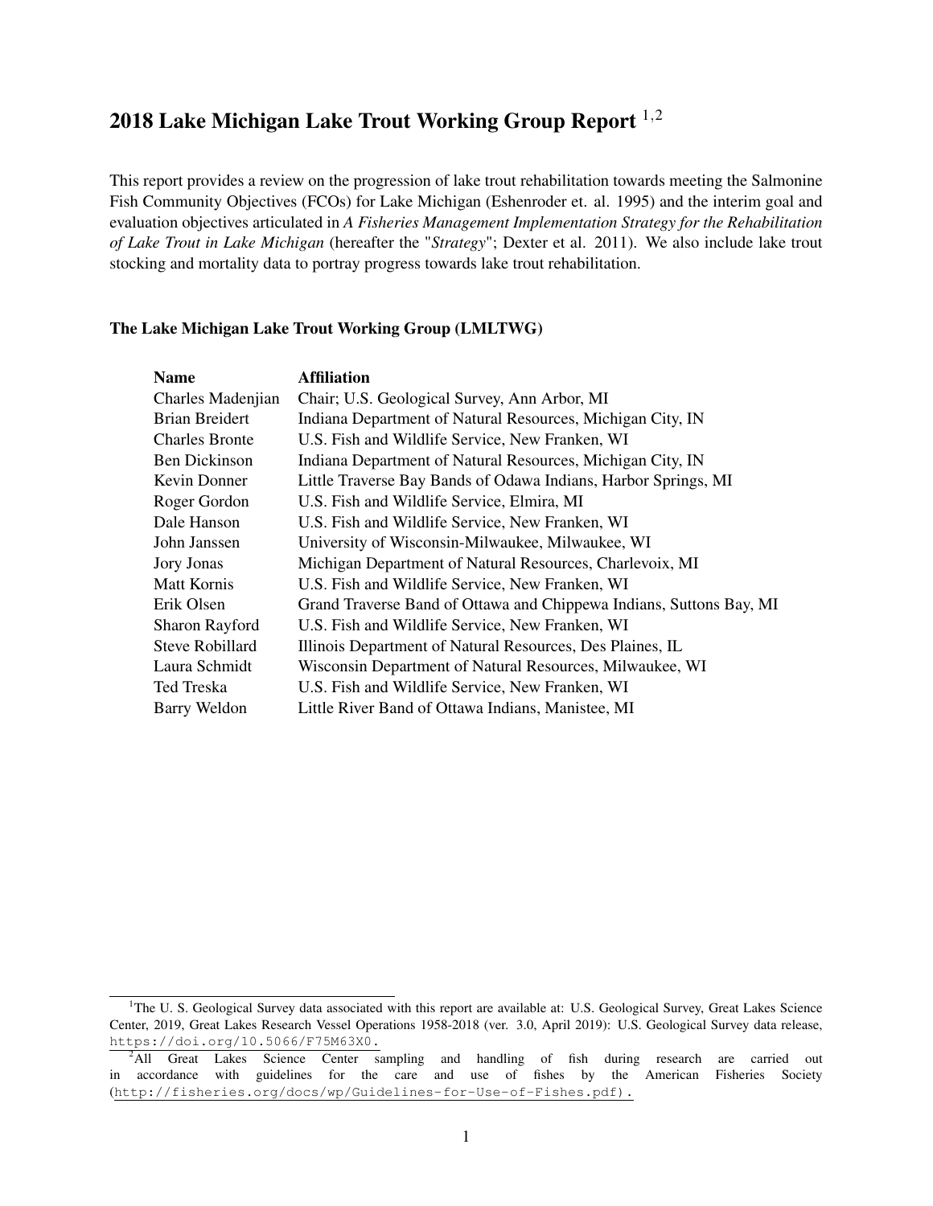# 2018 Lake Michigan Lake Trout Working Group Report [1,2]

This report provides a review on the progression of lake trout rehabilitation towards meeting the Salmonine Fish Community Objectives (FCOs) for Lake Michigan (Eshenroder et. al. 1995) and the interim goal and evaluation objectives articulated in *A Fisheries Management Implementation Strategy for the Rehabilitation of Lake Trout in Lake Michigan* (hereafter the "*Strategy*"; Dexter et al. 2011). We also include lake trout stocking and mortality data to portray progress towards lake trout rehabilitation.

### The Lake Michigan Lake Trout Working Group (LMLTWG)

| Name | Affiliation |
|---|---|
| Charles Madenjian | Chair; U.S. Geological Survey, Ann Arbor, MI |
| Brian Breidert | Indiana Department of Natural Resources, Michigan City, IN |
| Charles Bronte | U.S. Fish and Wildlife Service, New Franken, WI |
| Ben Dickinson | Indiana Department of Natural Resources, Michigan City, IN |
| Kevin Donner | Little Traverse Bay Bands of Odawa Indians, Harbor Springs, MI |
| Roger Gordon | U.S. Fish and Wildlife Service, Elmira, MI |
| Dale Hanson | U.S. Fish and Wildlife Service, New Franken, WI |
| John Janssen | University of Wisconsin-Milwaukee, Milwaukee, WI |
| Jory Jonas | Michigan Department of Natural Resources, Charlevoix, MI |
| Matt Kornis | U.S. Fish and Wildlife Service, New Franken, WI |
| Erik Olsen | Grand Traverse Band of Ottawa and Chippewa Indians, Suttons Bay, MI |
| Sharon Rayford | U.S. Fish and Wildlife Service, New Franken, WI |
| Steve Robillard | Illinois Department of Natural Resources, Des Plaines, IL |
| Laura Schmidt | Wisconsin Department of Natural Resources, Milwaukee, WI |
| Ted Treska | U.S. Fish and Wildlife Service, New Franken, WI |
| Barry Weldon | Little River Band of Ottawa Indians, Manistee, MI |

[1] The U. S. Geological Survey data associated with this report are available at: U.S. Geological Survey, Great Lakes Science Center, 2019, Great Lakes Research Vessel Operations 1958-2018 (ver. 3.0, April 2019): U.S. Geological Survey data release, https://doi.org/10.5066/F75M63X0.

[2] All Great Lakes Science Center sampling and handling of fish during research are carried out in accordance with guidelines for the care and use of fishes by the American Fisheries Society (http://fisheries.org/docs/wp/Guidelines-for-Use-of-Fishes.pdf).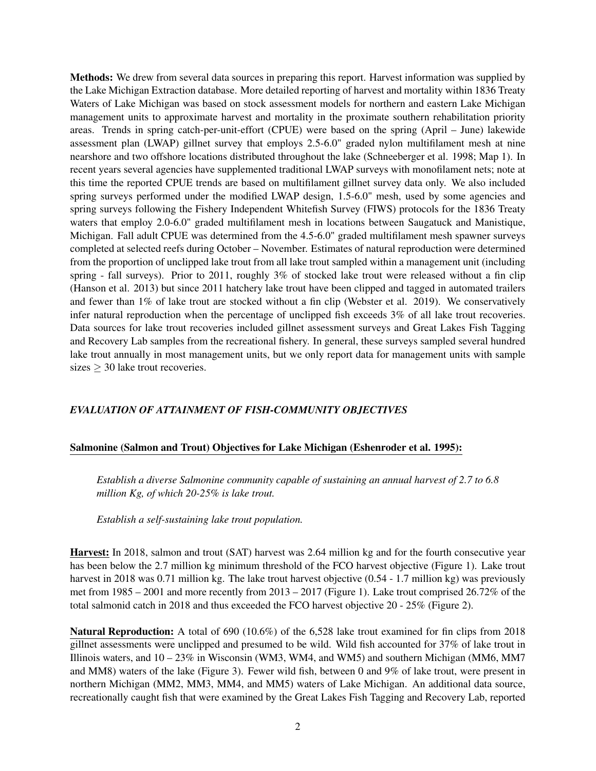**Methods:** We drew from several data sources in preparing this report. Harvest information was supplied by the Lake Michigan Extraction database. More detailed reporting of harvest and mortality within 1836 Treaty Waters of Lake Michigan was based on stock assessment models for northern and eastern Lake Michigan management units to approximate harvest and mortality in the proximate southern rehabilitation priority areas. Trends in spring catch-per-unit-effort (CPUE) were based on the spring (April – June) lakewide assessment plan (LWAP) gillnet survey that employs 2.5-6.0" graded nylon multifilament mesh at nine nearshore and two offshore locations distributed throughout the lake (Schneeberger et al. 1998; Map 1). In recent years several agencies have supplemented traditional LWAP surveys with monofilament nets; note at this time the reported CPUE trends are based on multifilament gillnet survey data only. We also included spring surveys performed under the modified LWAP design, 1.5-6.0" mesh, used by some agencies and spring surveys following the Fishery Independent Whitefish Survey (FIWS) protocols for the 1836 Treaty waters that employ 2.0-6.0" graded multifilament mesh in locations between Saugatuck and Manistique, Michigan. Fall adult CPUE was determined from the 4.5-6.0" graded multifilament mesh spawner surveys completed at selected reefs during October – November. Estimates of natural reproduction were determined from the proportion of unclipped lake trout from all lake trout sampled within a management unit (including spring - fall surveys). Prior to 2011, roughly 3% of stocked lake trout were released without a fin clip (Hanson et al. 2013) but since 2011 hatchery lake trout have been clipped and tagged in automated trailers and fewer than 1% of lake trout are stocked without a fin clip (Webster et al. 2019). We conservatively infer natural reproduction when the percentage of unclipped fish exceeds 3% of all lake trout recoveries. Data sources for lake trout recoveries included gillnet assessment surveys and Great Lakes Fish Tagging and Recovery Lab samples from the recreational fishery. In general, these surveys sampled several hundred lake trout annually in most management units, but we only report data for management units with sample sizes $\geq$ 30 lake trout recoveries.

## *EVALUATION OF ATTAINMENT OF FISH-COMMUNITY OBJECTIVES*

### Salmonine (Salmon and Trout) Objectives for Lake Michigan (Eshenroder et al. 1995):

> *Establish a diverse Salmonine community capable of sustaining an annual harvest of 2.7 to 6.8 million Kg, of which 20-25% is lake trout.*
>
> *Establish a self-sustaining lake trout population.*

**Harvest:** In 2018, salmon and trout (SAT) harvest was 2.64 million kg and for the fourth consecutive year has been below the 2.7 million kg minimum threshold of the FCO harvest objective (Figure 1). Lake trout harvest in 2018 was 0.71 million kg. The lake trout harvest objective (0.54 - 1.7 million kg) was previously met from 1985 – 2001 and more recently from 2013 – 2017 (Figure 1). Lake trout comprised 26.72% of the total salmonid catch in 2018 and thus exceeded the FCO harvest objective 20 - 25% (Figure 2).

**Natural Reproduction:** A total of 690 (10.6%) of the 6,528 lake trout examined for fin clips from 2018 gillnet assessments were unclipped and presumed to be wild. Wild fish accounted for 37% of lake trout in Illinois waters, and 10 – 23% in Wisconsin (WM3, WM4, and WM5) and southern Michigan (MM6, MM7 and MM8) waters of the lake (Figure 3). Fewer wild fish, between 0 and 9% of lake trout, were present in northern Michigan (MM2, MM3, MM4, and MM5) waters of Lake Michigan. An additional data source, recreationally caught fish that were examined by the Great Lakes Fish Tagging and Recovery Lab, reported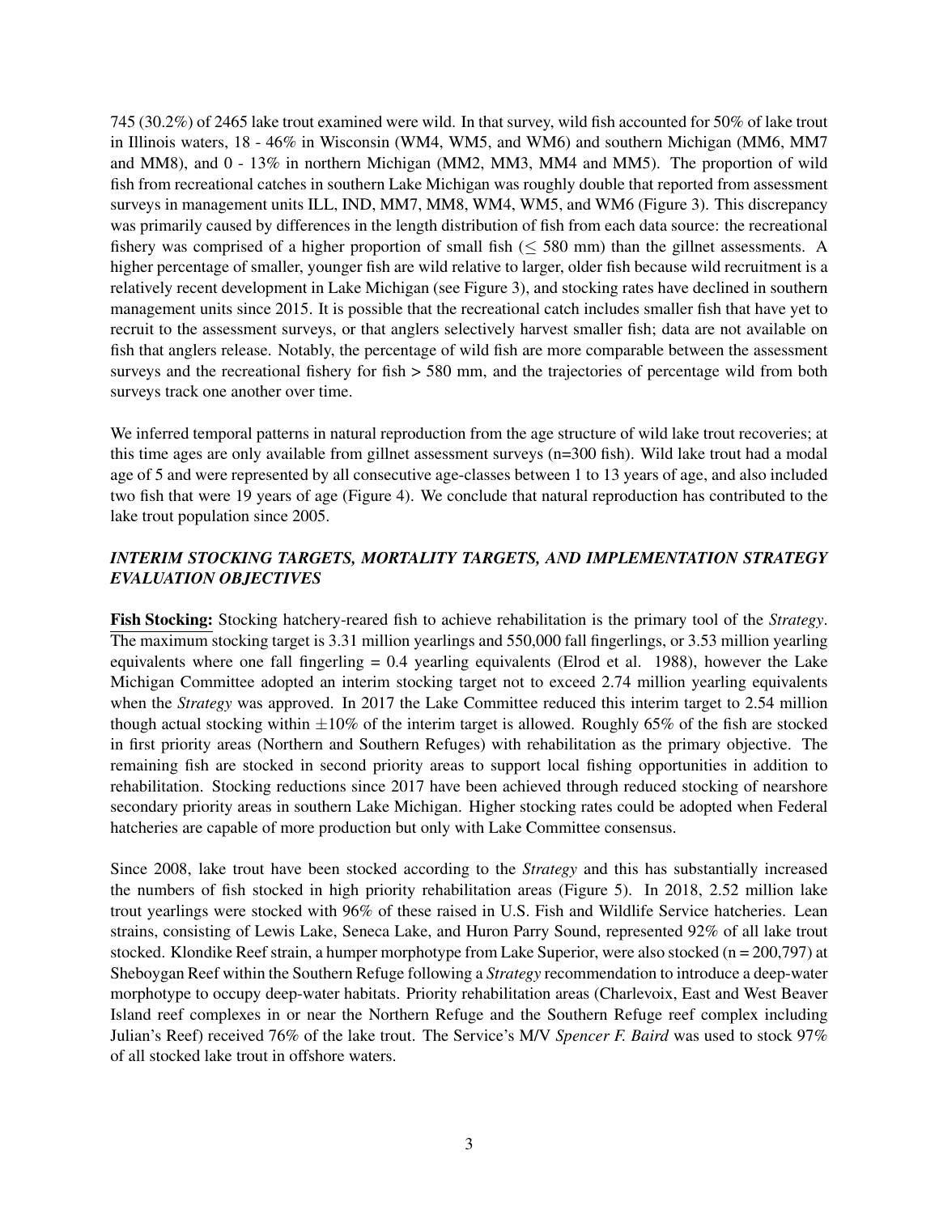745 (30.2%) of 2465 lake trout examined were wild. In that survey, wild fish accounted for 50% of lake trout in Illinois waters, 18 - 46% in Wisconsin (WM4, WM5, and WM6) and southern Michigan (MM6, MM7 and MM8), and 0 - 13% in northern Michigan (MM2, MM3, MM4 and MM5). The proportion of wild fish from recreational catches in southern Lake Michigan was roughly double that reported from assessment surveys in management units ILL, IND, MM7, MM8, WM4, WM5, and WM6 (Figure 3). This discrepancy was primarily caused by differences in the length distribution of fish from each data source: the recreational fishery was comprised of a higher proportion of small fish ($\leq$ 580 mm) than the gillnet assessments. A higher percentage of smaller, younger fish are wild relative to larger, older fish because wild recruitment is a relatively recent development in Lake Michigan (see Figure 3), and stocking rates have declined in southern management units since 2015. It is possible that the recreational catch includes smaller fish that have yet to recruit to the assessment surveys, or that anglers selectively harvest smaller fish; data are not available on fish that anglers release. Notably, the percentage of wild fish are more comparable between the assessment surveys and the recreational fishery for fish > 580 mm, and the trajectories of percentage wild from both surveys track one another over time.

We inferred temporal patterns in natural reproduction from the age structure of wild lake trout recoveries; at this time ages are only available from gillnet assessment surveys (n=300 fish). Wild lake trout had a modal age of 5 and were represented by all consecutive age-classes between 1 to 13 years of age, and also included two fish that were 19 years of age (Figure 4). We conclude that natural reproduction has contributed to the lake trout population since 2005.

### *INTERIM STOCKING TARGETS, MORTALITY TARGETS, AND IMPLEMENTATION STRATEGY EVALUATION OBJECTIVES*

**Fish Stocking:** Stocking hatchery-reared fish to achieve rehabilitation is the primary tool of the *Strategy*. The maximum stocking target is 3.31 million yearlings and 550,000 fall fingerlings, or 3.53 million yearling equivalents where one fall fingerling = 0.4 yearling equivalents (Elrod et al. 1988), however the Lake Michigan Committee adopted an interim stocking target not to exceed 2.74 million yearling equivalents when the *Strategy* was approved. In 2017 the Lake Committee reduced this interim target to 2.54 million though actual stocking within $\pm$10% of the interim target is allowed. Roughly 65% of the fish are stocked in first priority areas (Northern and Southern Refuges) with rehabilitation as the primary objective. The remaining fish are stocked in second priority areas to support local fishing opportunities in addition to rehabilitation. Stocking reductions since 2017 have been achieved through reduced stocking of nearshore secondary priority areas in southern Lake Michigan. Higher stocking rates could be adopted when Federal hatcheries are capable of more production but only with Lake Committee consensus.

Since 2008, lake trout have been stocked according to the *Strategy* and this has substantially increased the numbers of fish stocked in high priority rehabilitation areas (Figure 5). In 2018, 2.52 million lake trout yearlings were stocked with 96% of these raised in U.S. Fish and Wildlife Service hatcheries. Lean strains, consisting of Lewis Lake, Seneca Lake, and Huron Parry Sound, represented 92% of all lake trout stocked. Klondike Reef strain, a humper morphotype from Lake Superior, were also stocked (n = 200,797) at Sheboygan Reef within the Southern Refuge following a *Strategy* recommendation to introduce a deep-water morphotype to occupy deep-water habitats. Priority rehabilitation areas (Charlevoix, East and West Beaver Island reef complexes in or near the Northern Refuge and the Southern Refuge reef complex including Julian's Reef) received 76% of the lake trout. The Service's M/V *Spencer F. Baird* was used to stock 97% of all stocked lake trout in offshore waters.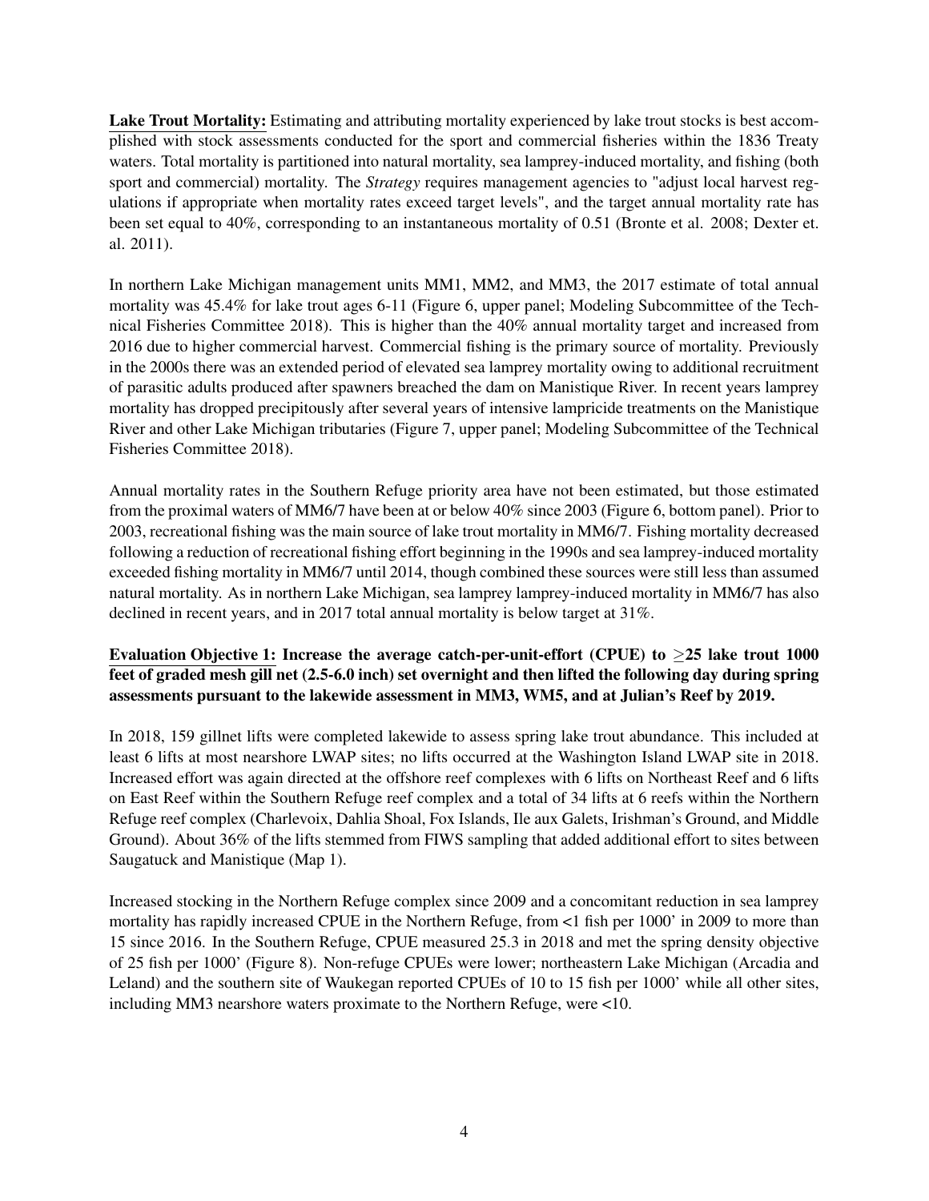**Lake Trout Mortality:** Estimating and attributing mortality experienced by lake trout stocks is best accomplished with stock assessments conducted for the sport and commercial fisheries within the 1836 Treaty waters. Total mortality is partitioned into natural mortality, sea lamprey-induced mortality, and fishing (both sport and commercial) mortality. The *Strategy* requires management agencies to "adjust local harvest regulations if appropriate when mortality rates exceed target levels", and the target annual mortality rate has been set equal to 40%, corresponding to an instantaneous mortality of 0.51 (Bronte et al. 2008; Dexter et. al. 2011).

In northern Lake Michigan management units MM1, MM2, and MM3, the 2017 estimate of total annual mortality was 45.4% for lake trout ages 6-11 (Figure 6, upper panel; Modeling Subcommittee of the Technical Fisheries Committee 2018). This is higher than the 40% annual mortality target and increased from 2016 due to higher commercial harvest. Commercial fishing is the primary source of mortality. Previously in the 2000s there was an extended period of elevated sea lamprey mortality owing to additional recruitment of parasitic adults produced after spawners breached the dam on Manistique River. In recent years lamprey mortality has dropped precipitously after several years of intensive lampricide treatments on the Manistique River and other Lake Michigan tributaries (Figure 7, upper panel; Modeling Subcommittee of the Technical Fisheries Committee 2018).

Annual mortality rates in the Southern Refuge priority area have not been estimated, but those estimated from the proximal waters of MM6/7 have been at or below 40% since 2003 (Figure 6, bottom panel). Prior to 2003, recreational fishing was the main source of lake trout mortality in MM6/7. Fishing mortality decreased following a reduction of recreational fishing effort beginning in the 1990s and sea lamprey-induced mortality exceeded fishing mortality in MM6/7 until 2014, though combined these sources were still less than assumed natural mortality. As in northern Lake Michigan, sea lamprey lamprey-induced mortality in MM6/7 has also declined in recent years, and in 2017 total annual mortality is below target at 31%.

**Evaluation Objective 1: Increase the average catch-per-unit-effort (CPUE) to $\geq$25 lake trout 1000 feet of graded mesh gill net (2.5-6.0 inch) set overnight and then lifted the following day during spring assessments pursuant to the lakewide assessment in MM3, WM5, and at Julian's Reef by 2019.**

In 2018, 159 gillnet lifts were completed lakewide to assess spring lake trout abundance. This included at least 6 lifts at most nearshore LWAP sites; no lifts occurred at the Washington Island LWAP site in 2018. Increased effort was again directed at the offshore reef complexes with 6 lifts on Northeast Reef and 6 lifts on East Reef within the Southern Refuge reef complex and a total of 34 lifts at 6 reefs within the Northern Refuge reef complex (Charlevoix, Dahlia Shoal, Fox Islands, Ile aux Galets, Irishman's Ground, and Middle Ground). About 36% of the lifts stemmed from FIWS sampling that added additional effort to sites between Saugatuck and Manistique (Map 1).

Increased stocking in the Northern Refuge complex since 2009 and a concomitant reduction in sea lamprey mortality has rapidly increased CPUE in the Northern Refuge, from <1 fish per 1000' in 2009 to more than 15 since 2016. In the Southern Refuge, CPUE measured 25.3 in 2018 and met the spring density objective of 25 fish per 1000' (Figure 8). Non-refuge CPUEs were lower; northeastern Lake Michigan (Arcadia and Leland) and the southern site of Waukegan reported CPUEs of 10 to 15 fish per 1000' while all other sites, including MM3 nearshore waters proximate to the Northern Refuge, were <10.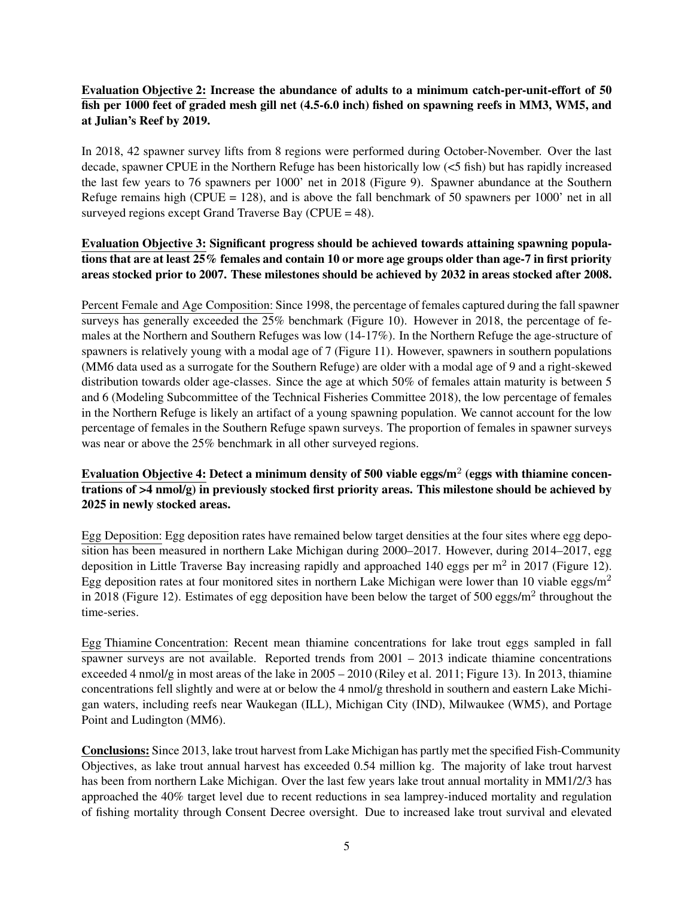**Evaluation Objective 2: Increase the abundance of adults to a minimum catch-per-unit-effort of 50 fish per 1000 feet of graded mesh gill net (4.5-6.0 inch) fished on spawning reefs in MM3, WM5, and at Julian's Reef by 2019.**

In 2018, 42 spawner survey lifts from 8 regions were performed during October-November. Over the last decade, spawner CPUE in the Northern Refuge has been historically low (<5 fish) but has rapidly increased the last few years to 76 spawners per 1000' net in 2018 (Figure 9). Spawner abundance at the Southern Refuge remains high (CPUE = 128), and is above the fall benchmark of 50 spawners per 1000' net in all surveyed regions except Grand Traverse Bay (CPUE = 48).

**Evaluation Objective 3: Significant progress should be achieved towards attaining spawning populations that are at least 25% females and contain 10 or more age groups older than age-7 in first priority areas stocked prior to 2007. These milestones should be achieved by 2032 in areas stocked after 2008.**

Percent Female and Age Composition: Since 1998, the percentage of females captured during the fall spawner surveys has generally exceeded the 25% benchmark (Figure 10). However in 2018, the percentage of females at the Northern and Southern Refuges was low (14-17%). In the Northern Refuge the age-structure of spawners is relatively young with a modal age of 7 (Figure 11). However, spawners in southern populations (MM6 data used as a surrogate for the Southern Refuge) are older with a modal age of 9 and a right-skewed distribution towards older age-classes. Since the age at which 50% of females attain maturity is between 5 and 6 (Modeling Subcommittee of the Technical Fisheries Committee 2018), the low percentage of females in the Northern Refuge is likely an artifact of a young spawning population. We cannot account for the low percentage of females in the Southern Refuge spawn surveys. The proportion of females in spawner surveys was near or above the 25% benchmark in all other surveyed regions.

**Evaluation Objective 4: Detect a minimum density of 500 viable eggs/m$^2$ (eggs with thiamine concentrations of >4 nmol/g) in previously stocked first priority areas. This milestone should be achieved by 2025 in newly stocked areas.**

Egg Deposition: Egg deposition rates have remained below target densities at the four sites where egg deposition has been measured in northern Lake Michigan during 2000–2017. However, during 2014–2017, egg deposition in Little Traverse Bay increasing rapidly and approached 140 eggs per m$^2$ in 2017 (Figure 12). Egg deposition rates at four monitored sites in northern Lake Michigan were lower than 10 viable eggs/m$^2$ in 2018 (Figure 12). Estimates of egg deposition have been below the target of 500 eggs/m$^2$ throughout the time-series.

Egg Thiamine Concentration: Recent mean thiamine concentrations for lake trout eggs sampled in fall spawner surveys are not available. Reported trends from 2001 – 2013 indicate thiamine concentrations exceeded 4 nmol/g in most areas of the lake in 2005 – 2010 (Riley et al. 2011; Figure 13). In 2013, thiamine concentrations fell slightly and were at or below the 4 nmol/g threshold in southern and eastern Lake Michigan waters, including reefs near Waukegan (ILL), Michigan City (IND), Milwaukee (WM5), and Portage Point and Ludington (MM6).

**Conclusions:** Since 2013, lake trout harvest from Lake Michigan has partly met the specified Fish-Community Objectives, as lake trout annual harvest has exceeded 0.54 million kg. The majority of lake trout harvest has been from northern Lake Michigan. Over the last few years lake trout annual mortality in MM1/2/3 has approached the 40% target level due to recent reductions in sea lamprey-induced mortality and regulation of fishing mortality through Consent Decree oversight. Due to increased lake trout survival and elevated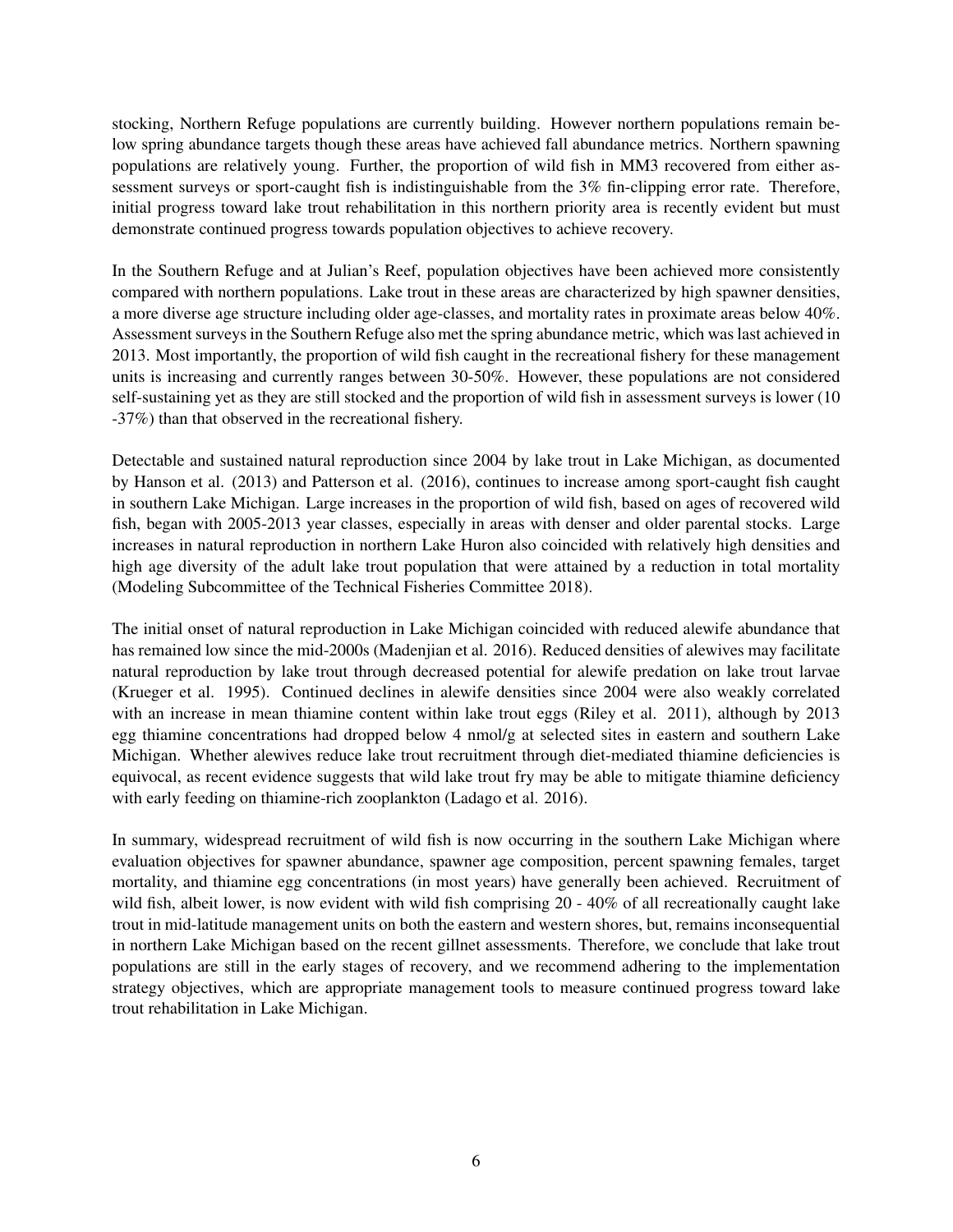stocking, Northern Refuge populations are currently building. However northern populations remain below spring abundance targets though these areas have achieved fall abundance metrics. Northern spawning populations are relatively young. Further, the proportion of wild fish in MM3 recovered from either assessment surveys or sport-caught fish is indistinguishable from the 3% fin-clipping error rate. Therefore, initial progress toward lake trout rehabilitation in this northern priority area is recently evident but must demonstrate continued progress towards population objectives to achieve recovery.

In the Southern Refuge and at Julian's Reef, population objectives have been achieved more consistently compared with northern populations. Lake trout in these areas are characterized by high spawner densities, a more diverse age structure including older age-classes, and mortality rates in proximate areas below 40%. Assessment surveys in the Southern Refuge also met the spring abundance metric, which was last achieved in 2013. Most importantly, the proportion of wild fish caught in the recreational fishery for these management units is increasing and currently ranges between 30-50%. However, these populations are not considered self-sustaining yet as they are still stocked and the proportion of wild fish in assessment surveys is lower (10 -37%) than that observed in the recreational fishery.

Detectable and sustained natural reproduction since 2004 by lake trout in Lake Michigan, as documented by Hanson et al. (2013) and Patterson et al. (2016), continues to increase among sport-caught fish caught in southern Lake Michigan. Large increases in the proportion of wild fish, based on ages of recovered wild fish, began with 2005-2013 year classes, especially in areas with denser and older parental stocks. Large increases in natural reproduction in northern Lake Huron also coincided with relatively high densities and high age diversity of the adult lake trout population that were attained by a reduction in total mortality (Modeling Subcommittee of the Technical Fisheries Committee 2018).

The initial onset of natural reproduction in Lake Michigan coincided with reduced alewife abundance that has remained low since the mid-2000s (Madenjian et al. 2016). Reduced densities of alewives may facilitate natural reproduction by lake trout through decreased potential for alewife predation on lake trout larvae (Krueger et al. 1995). Continued declines in alewife densities since 2004 were also weakly correlated with an increase in mean thiamine content within lake trout eggs (Riley et al. 2011), although by 2013 egg thiamine concentrations had dropped below 4 nmol/g at selected sites in eastern and southern Lake Michigan. Whether alewives reduce lake trout recruitment through diet-mediated thiamine deficiencies is equivocal, as recent evidence suggests that wild lake trout fry may be able to mitigate thiamine deficiency with early feeding on thiamine-rich zooplankton (Ladago et al. 2016).

In summary, widespread recruitment of wild fish is now occurring in the southern Lake Michigan where evaluation objectives for spawner abundance, spawner age composition, percent spawning females, target mortality, and thiamine egg concentrations (in most years) have generally been achieved. Recruitment of wild fish, albeit lower, is now evident with wild fish comprising 20 - 40% of all recreationally caught lake trout in mid-latitude management units on both the eastern and western shores, but, remains inconsequential in northern Lake Michigan based on the recent gillnet assessments. Therefore, we conclude that lake trout populations are still in the early stages of recovery, and we recommend adhering to the implementation strategy objectives, which are appropriate management tools to measure continued progress toward lake trout rehabilitation in Lake Michigan.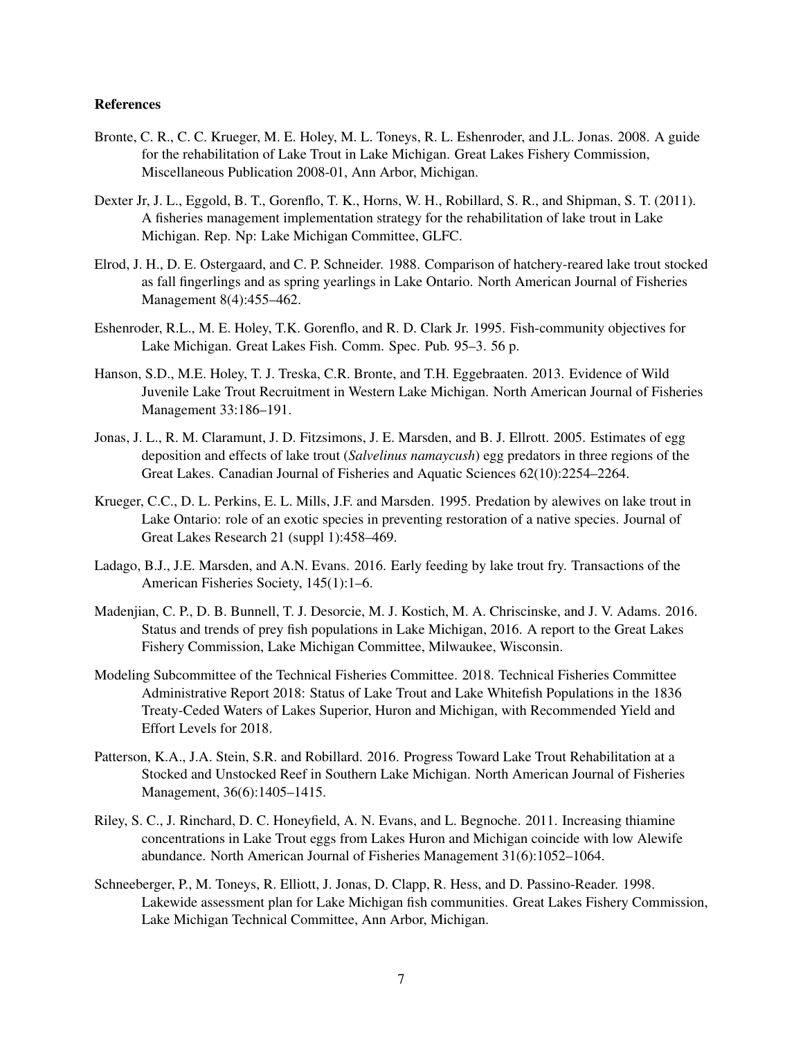**References**

Bronte, C. R., C. C. Krueger, M. E. Holey, M. L. Toneys, R. L. Eshenroder, and J.L. Jonas. 2008. A guide for the rehabilitation of Lake Trout in Lake Michigan. Great Lakes Fishery Commission, Miscellaneous Publication 2008-01, Ann Arbor, Michigan.

Dexter Jr, J. L., Eggold, B. T., Gorenflo, T. K., Horns, W. H., Robillard, S. R., and Shipman, S. T. (2011). A fisheries management implementation strategy for the rehabilitation of lake trout in Lake Michigan. Rep. Np: Lake Michigan Committee, GLFC.

Elrod, J. H., D. E. Ostergaard, and C. P. Schneider. 1988. Comparison of hatchery-reared lake trout stocked as fall fingerlings and as spring yearlings in Lake Ontario. North American Journal of Fisheries Management 8(4):455–462.

Eshenroder, R.L., M. E. Holey, T.K. Gorenflo, and R. D. Clark Jr. 1995. Fish-community objectives for Lake Michigan. Great Lakes Fish. Comm. Spec. Pub. 95–3. 56 p.

Hanson, S.D., M.E. Holey, T. J. Treska, C.R. Bronte, and T.H. Eggebraaten. 2013. Evidence of Wild Juvenile Lake Trout Recruitment in Western Lake Michigan. North American Journal of Fisheries Management 33:186–191.

Jonas, J. L., R. M. Claramunt, J. D. Fitzsimons, J. E. Marsden, and B. J. Ellrott. 2005. Estimates of egg deposition and effects of lake trout (*Salvelinus namaycush*) egg predators in three regions of the Great Lakes. Canadian Journal of Fisheries and Aquatic Sciences 62(10):2254–2264.

Krueger, C.C., D. L. Perkins, E. L. Mills, J.F. and Marsden. 1995. Predation by alewives on lake trout in Lake Ontario: role of an exotic species in preventing restoration of a native species. Journal of Great Lakes Research 21 (suppl 1):458–469.

Ladago, B.J., J.E. Marsden, and A.N. Evans. 2016. Early feeding by lake trout fry. Transactions of the American Fisheries Society, 145(1):1–6.

Madenjian, C. P., D. B. Bunnell, T. J. Desorcie, M. J. Kostich, M. A. Chriscinske, and J. V. Adams. 2016. Status and trends of prey fish populations in Lake Michigan, 2016. A report to the Great Lakes Fishery Commission, Lake Michigan Committee, Milwaukee, Wisconsin.

Modeling Subcommittee of the Technical Fisheries Committee. 2018. Technical Fisheries Committee Administrative Report 2018: Status of Lake Trout and Lake Whitefish Populations in the 1836 Treaty-Ceded Waters of Lakes Superior, Huron and Michigan, with Recommended Yield and Effort Levels for 2018.

Patterson, K.A., J.A. Stein, S.R. and Robillard. 2016. Progress Toward Lake Trout Rehabilitation at a Stocked and Unstocked Reef in Southern Lake Michigan. North American Journal of Fisheries Management, 36(6):1405–1415.

Riley, S. C., J. Rinchard, D. C. Honeyfield, A. N. Evans, and L. Begnoche. 2011. Increasing thiamine concentrations in Lake Trout eggs from Lakes Huron and Michigan coincide with low Alewife abundance. North American Journal of Fisheries Management 31(6):1052–1064.

Schneeberger, P., M. Toneys, R. Elliott, J. Jonas, D. Clapp, R. Hess, and D. Passino-Reader. 1998. Lakewide assessment plan for Lake Michigan fish communities. Great Lakes Fishery Commission, Lake Michigan Technical Committee, Ann Arbor, Michigan.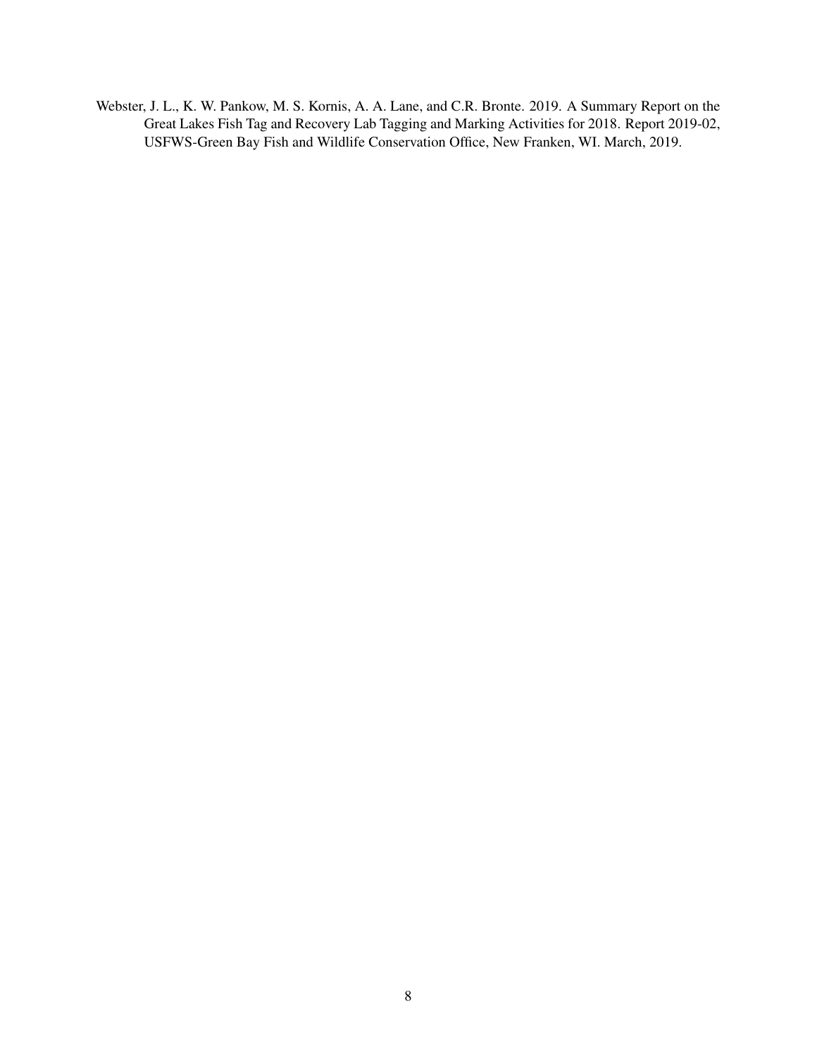Webster, J. L., K. W. Pankow, M. S. Kornis, A. A. Lane, and C.R. Bronte. 2019. A Summary Report on the Great Lakes Fish Tag and Recovery Lab Tagging and Marking Activities for 2018. Report 2019-02, USFWS-Green Bay Fish and Wildlife Conservation Office, New Franken, WI. March, 2019.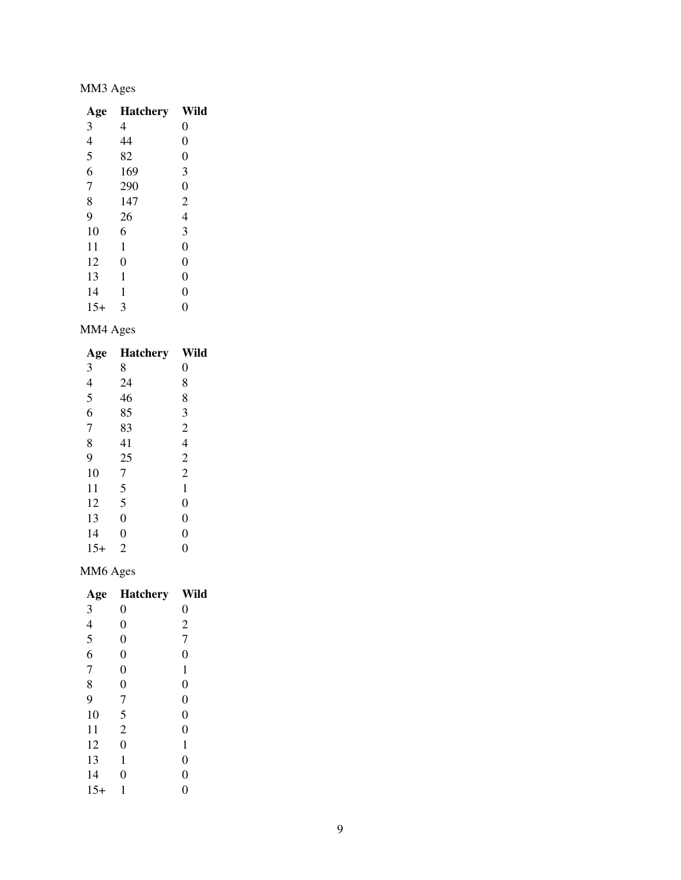MM3 Ages

| Age | Hatchery | Wild |
|---|---|---|
| 3 | 4 | 0 |
| 4 | 44 | 0 |
| 5 | 82 | 0 |
| 6 | 169 | 3 |
| 7 | 290 | 0 |
| 8 | 147 | 2 |
| 9 | 26 | 4 |
| 10 | 6 | 3 |
| 11 | 1 | 0 |
| 12 | 0 | 0 |
| 13 | 1 | 0 |
| 14 | 1 | 0 |
| 15+ | 3 | 0 |

MM4 Ages

| Age | Hatchery | Wild |
|---|---|---|
| 3 | 8 | 0 |
| 4 | 24 | 8 |
| 5 | 46 | 8 |
| 6 | 85 | 3 |
| 7 | 83 | 2 |
| 8 | 41 | 4 |
| 9 | 25 | 2 |
| 10 | 7 | 2 |
| 11 | 5 | 1 |
| 12 | 5 | 0 |
| 13 | 0 | 0 |
| 14 | 0 | 0 |
| 15+ | 2 | 0 |

MM6 Ages

| Age | Hatchery | Wild |
|---|---|---|
| 3 | 0 | 0 |
| 4 | 0 | 2 |
| 5 | 0 | 7 |
| 6 | 0 | 0 |
| 7 | 0 | 1 |
| 8 | 0 | 0 |
| 9 | 7 | 0 |
| 10 | 5 | 0 |
| 11 | 2 | 0 |
| 12 | 0 | 1 |
| 13 | 1 | 0 |
| 14 | 0 | 0 |
| 15+ | 1 | 0 |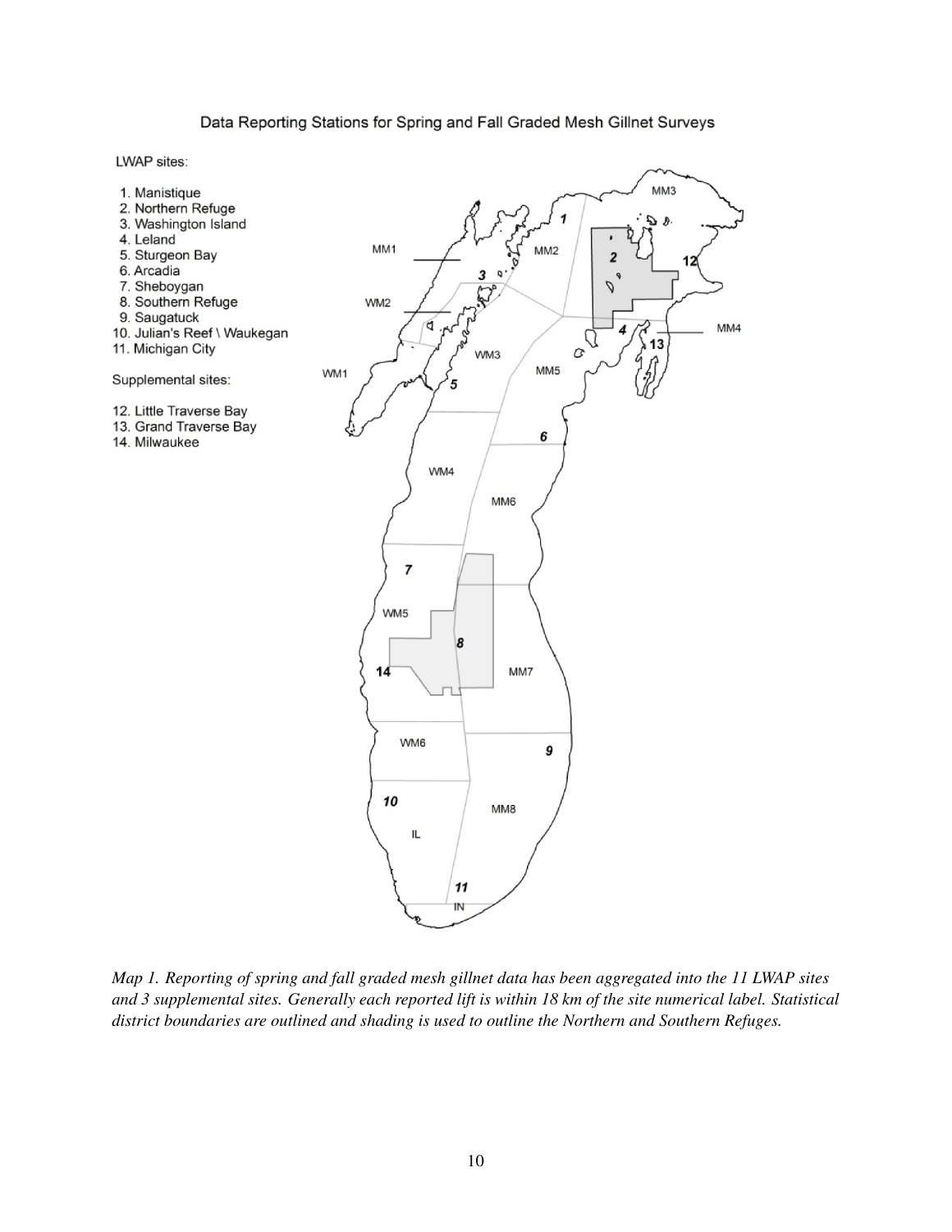Data Reporting Stations for Spring and Fall Graded Mesh Gillnet Surveys

LWAP sites:

1. Manistique
2. Northern Refuge
3. Washington Island
4. Leland
5. Sturgeon Bay
6. Arcadia
7. Sheboygan
8. Southern Refuge
9. Saugatuck
10. Julian's Reef \ Waukegan
11. Michigan City

Supplemental sites:

12. Little Traverse Bay
13. Grand Traverse Bay
14. Milwaukee

*Map 1. Reporting of spring and fall graded mesh gillnet data has been aggregated into the 11 LWAP sites and 3 supplemental sites. Generally each reported lift is within 18 km of the site numerical label. Statistical district boundaries are outlined and shading is used to outline the Northern and Southern Refuges.*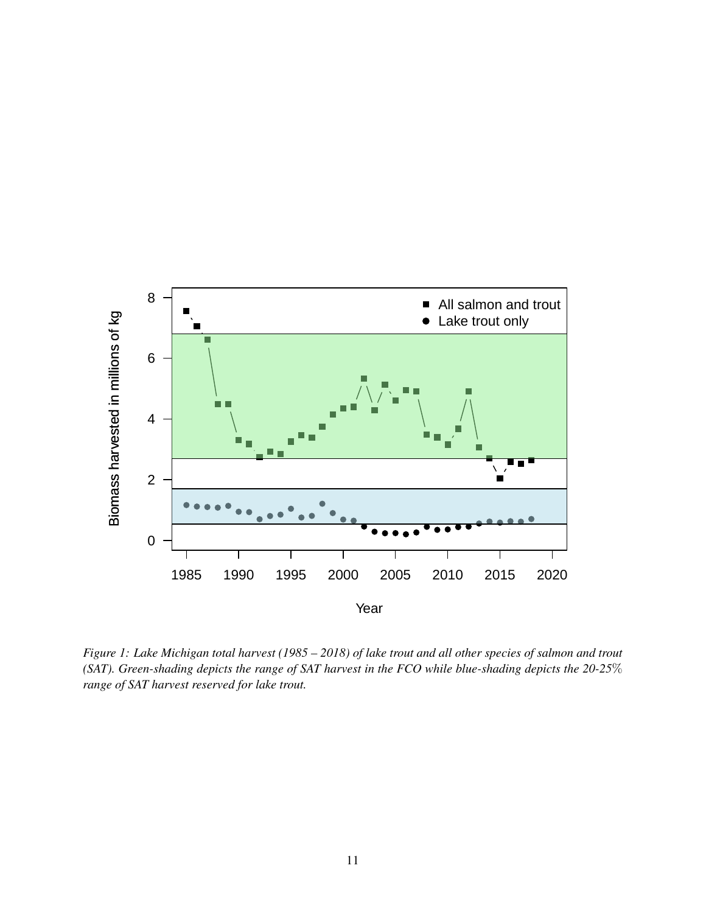*Figure 1: Lake Michigan total harvest (1985 – 2018) of lake trout and all other species of salmon and trout (SAT). Green-shading depicts the range of SAT harvest in the FCO while blue-shading depicts the 20-25% range of SAT harvest reserved for lake trout.*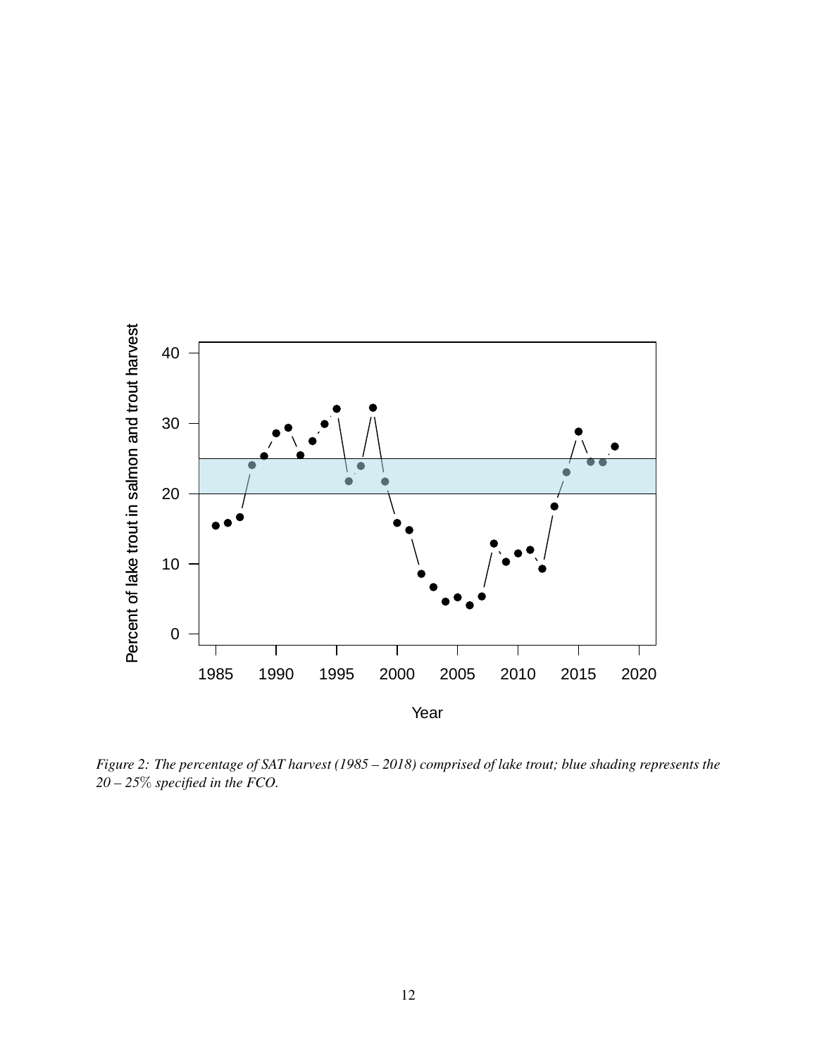*Figure 2: The percentage of SAT harvest (1985 – 2018) comprised of lake trout; blue shading represents the 20 – 25% specified in the FCO.*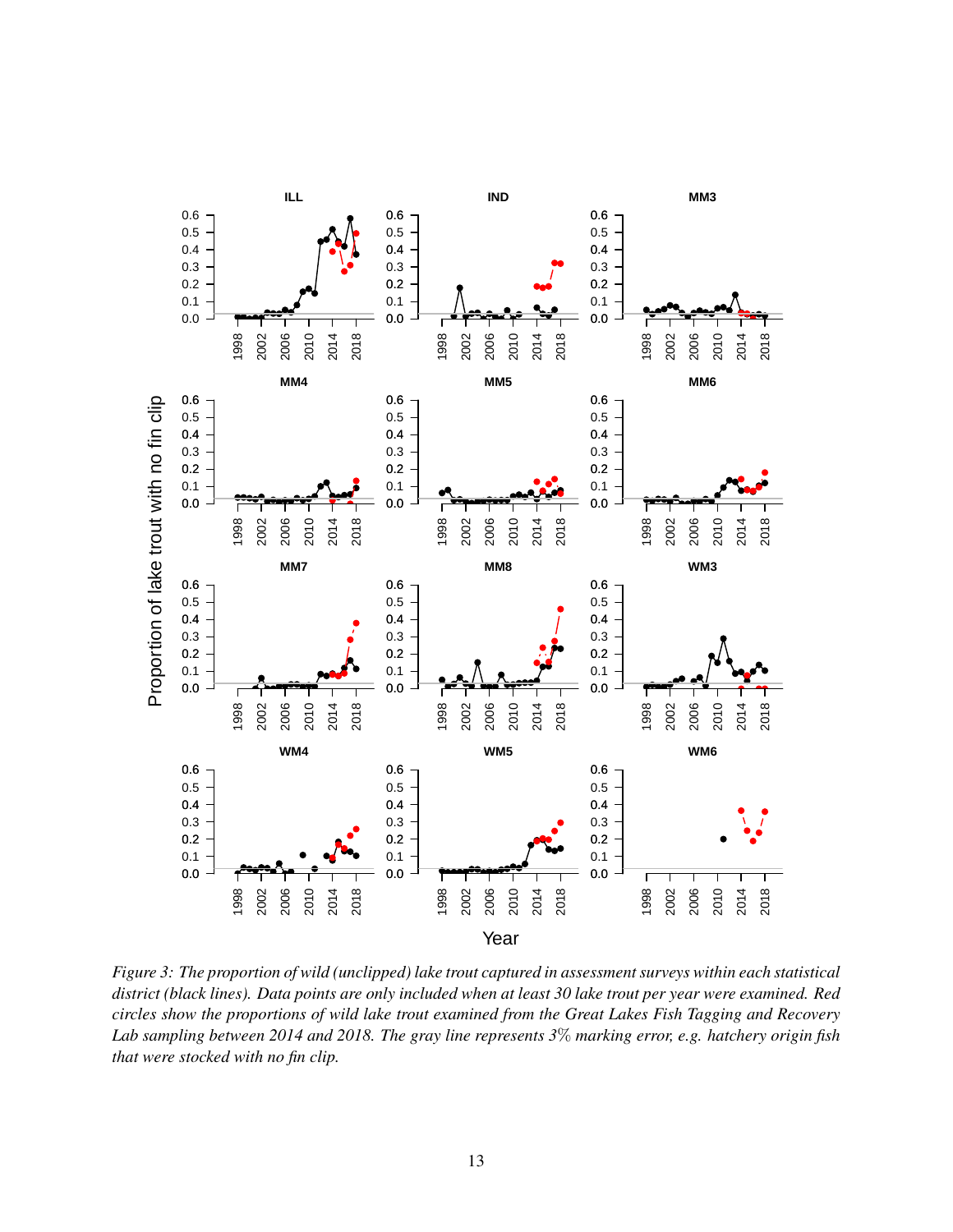Figure 3: The proportion of wild (unclipped) lake trout captured in assessment surveys within each statistical district (black lines). Data points are only included when at least 30 lake trout per year were examined. Red circles show the proportions of wild lake trout examined from the Great Lakes Fish Tagging and Recovery Lab sampling between 2014 and 2018. The gray line represents 3% marking error, e.g. hatchery origin fish that were stocked with no fin clip.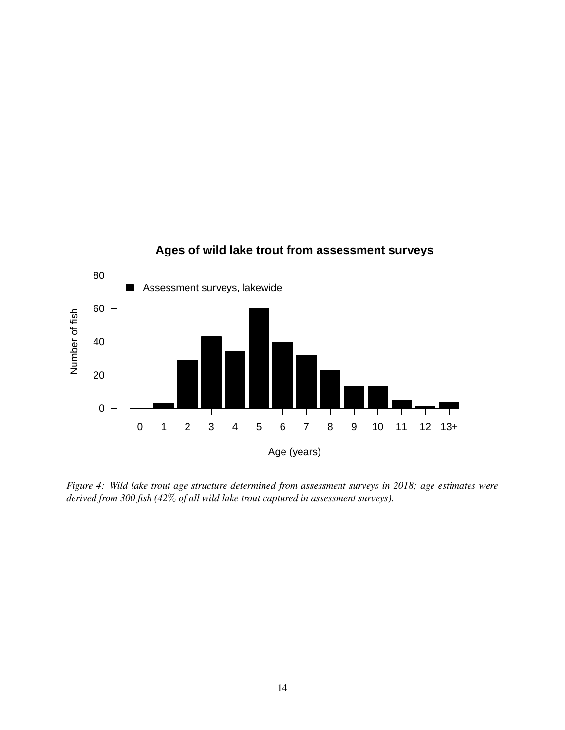*Figure 4: Wild lake trout age structure determined from assessment surveys in 2018; age estimates were derived from 300 fish (42% of all wild lake trout captured in assessment surveys).*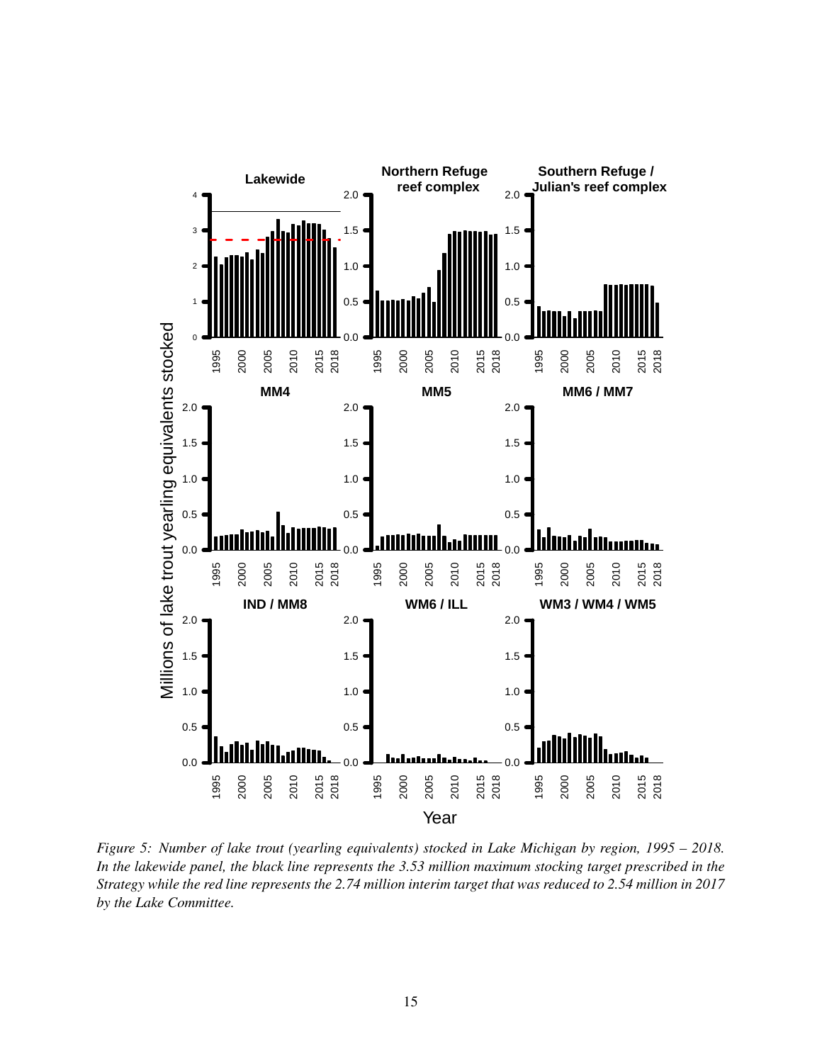*Figure 5: Number of lake trout (yearling equivalents) stocked in Lake Michigan by region, 1995 – 2018. In the lakewide panel, the black line represents the 3.53 million maximum stocking target prescribed in the Strategy while the red line represents the 2.74 million interim target that was reduced to 2.54 million in 2017 by the Lake Committee.*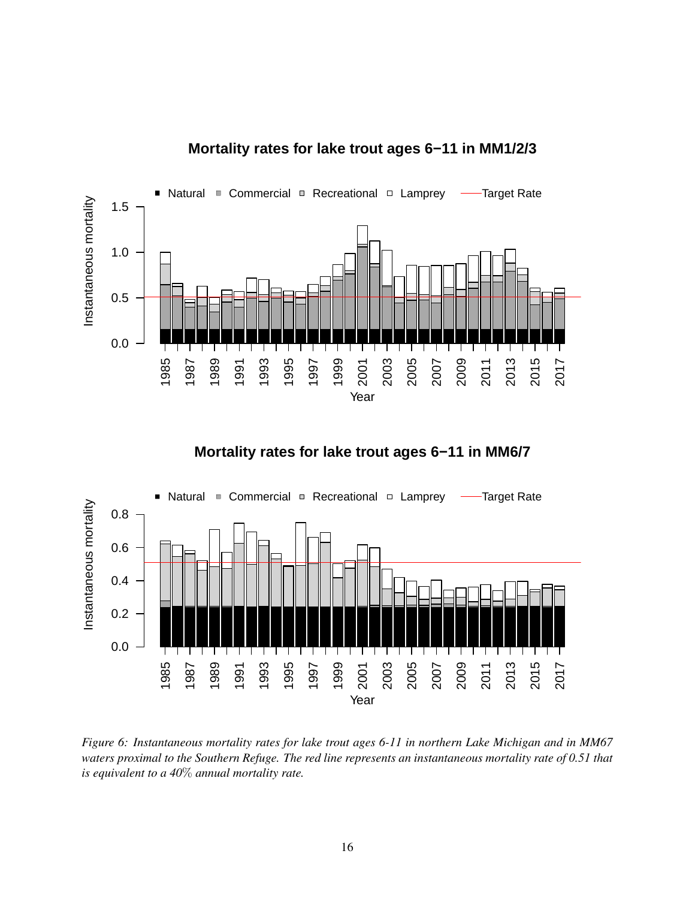*Figure 6: Instantaneous mortality rates for lake trout ages 6-11 in northern Lake Michigan and in MM67 waters proximal to the Southern Refuge. The red line represents an instantaneous mortality rate of 0.51 that is equivalent to a 40% annual mortality rate.*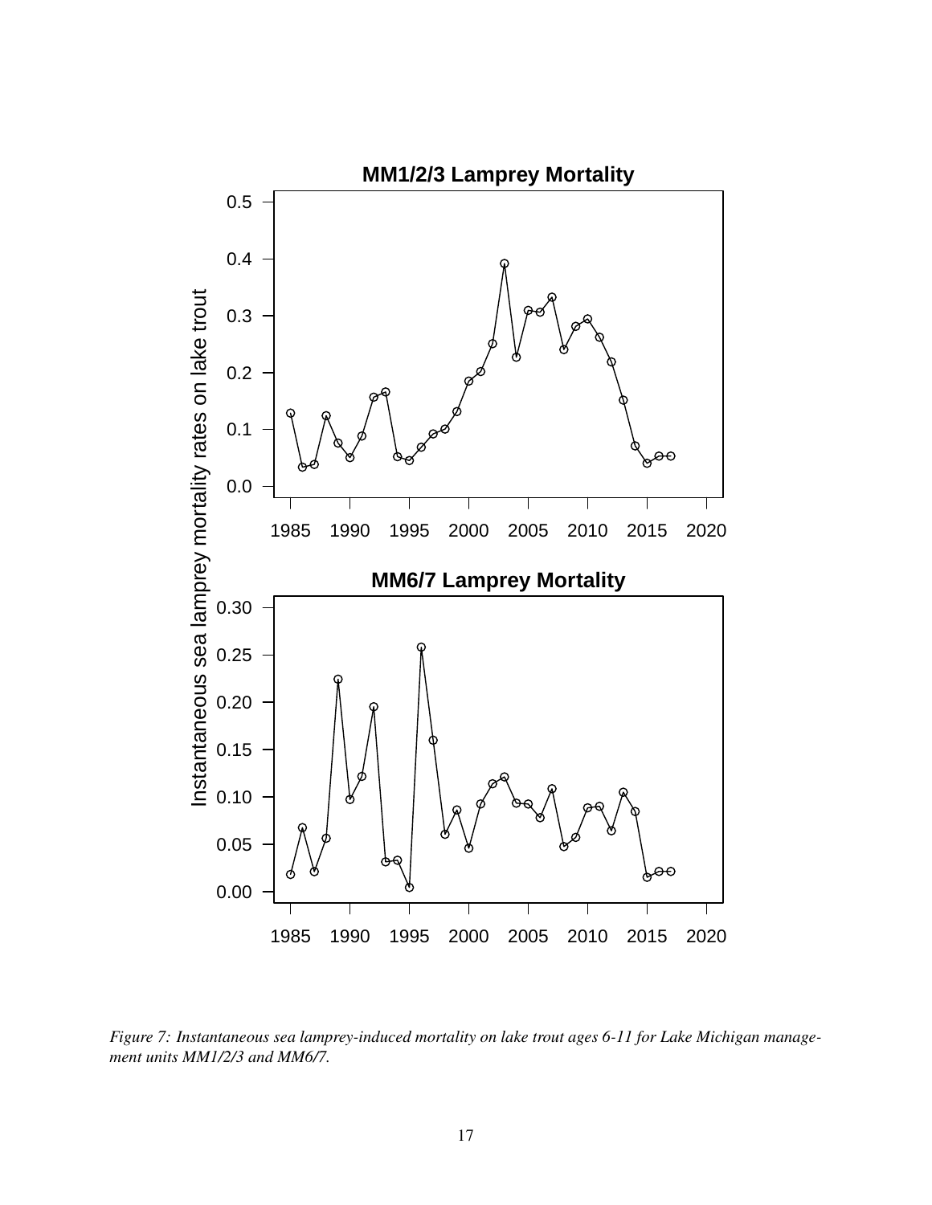*Figure 7: Instantaneous sea lamprey-induced mortality on lake trout ages 6-11 for Lake Michigan management units MM1/2/3 and MM6/7.*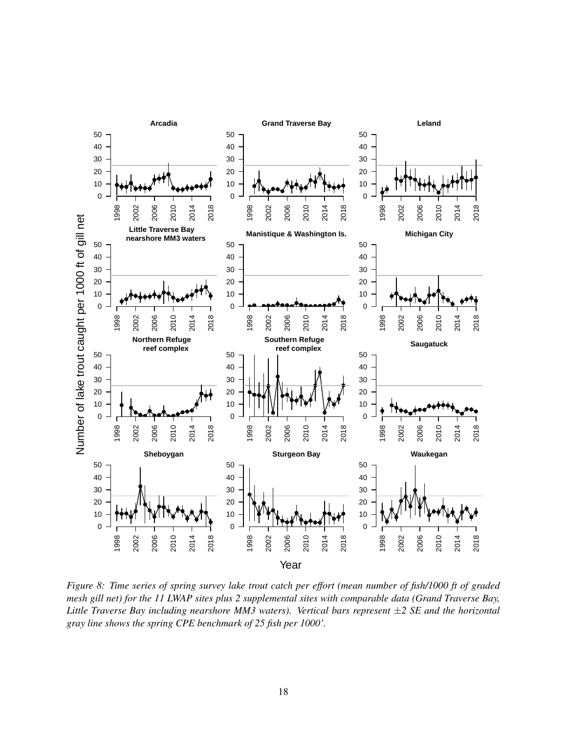*Figure 8: Time series of spring survey lake trout catch per effort (mean number of fish/1000 ft of graded mesh gill net) for the 11 LWAP sites plus 2 supplemental sites with comparable data (Grand Traverse Bay, Little Traverse Bay including nearshore MM3 waters). Vertical bars represent ±2 SE and the horizontal gray line shows the spring CPE benchmark of 25 fish per 1000'.*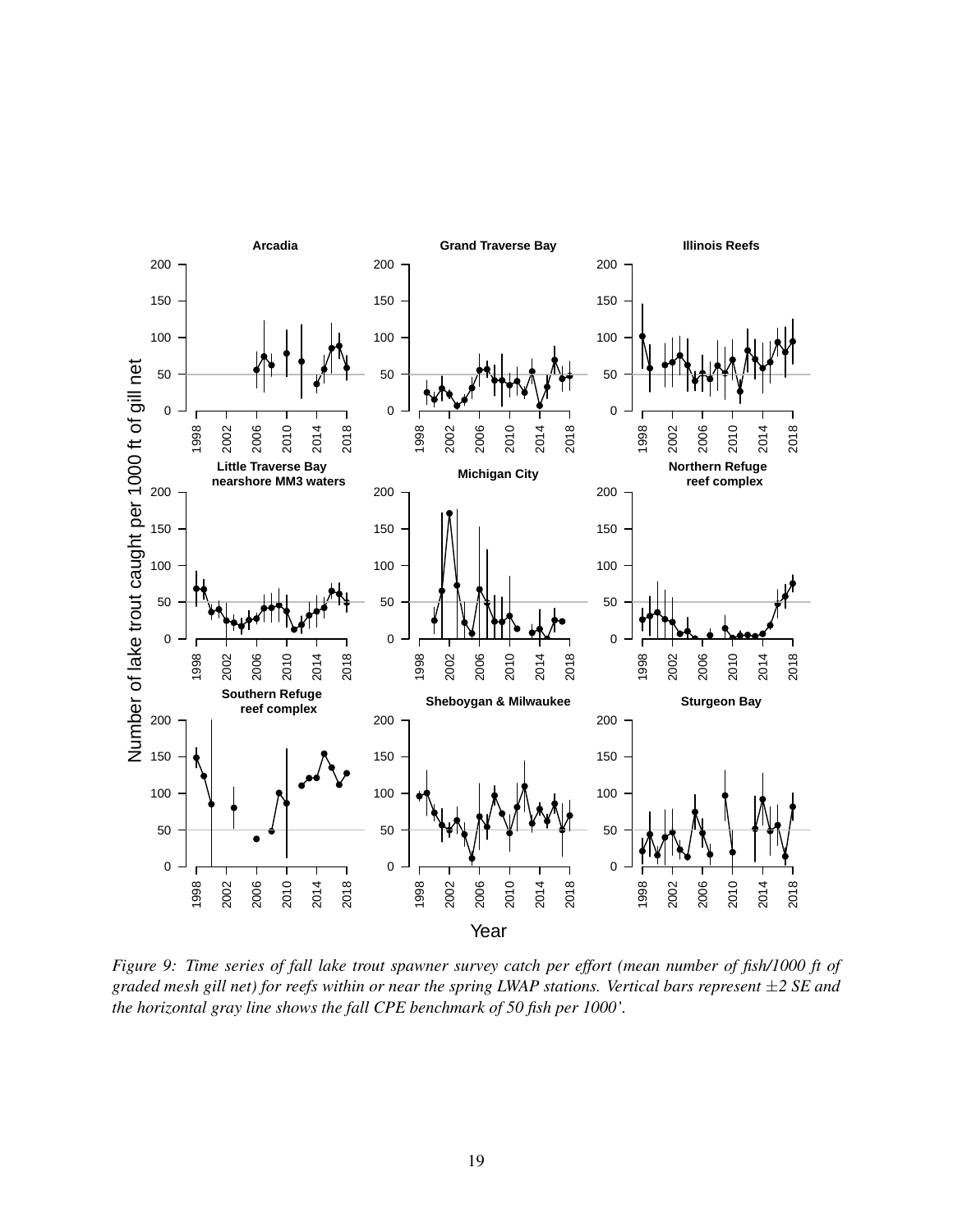*Figure 9: Time series of fall lake trout spawner survey catch per effort (mean number of fish/1000 ft of graded mesh gill net) for reefs within or near the spring LWAP stations. Vertical bars represent ±2 SE and the horizontal gray line shows the fall CPE benchmark of 50 fish per 1000'.*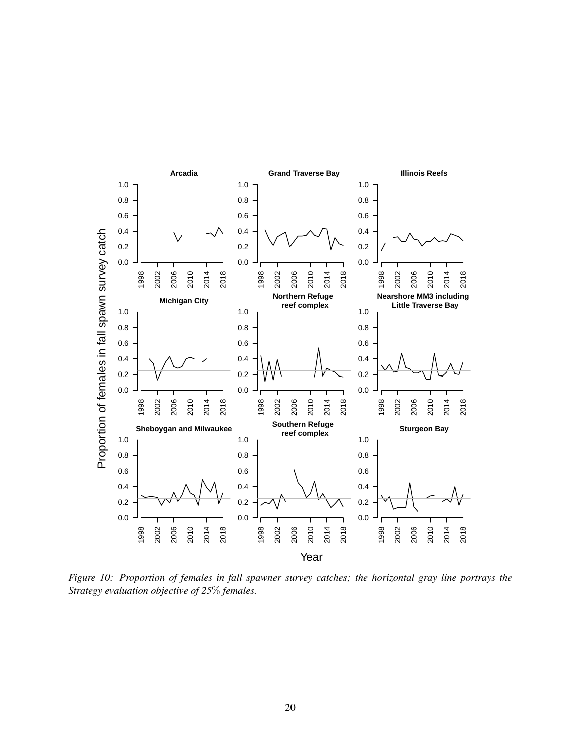*Figure 10: Proportion of females in fall spawner survey catches; the horizontal gray line portrays the Strategy evaluation objective of 25% females.*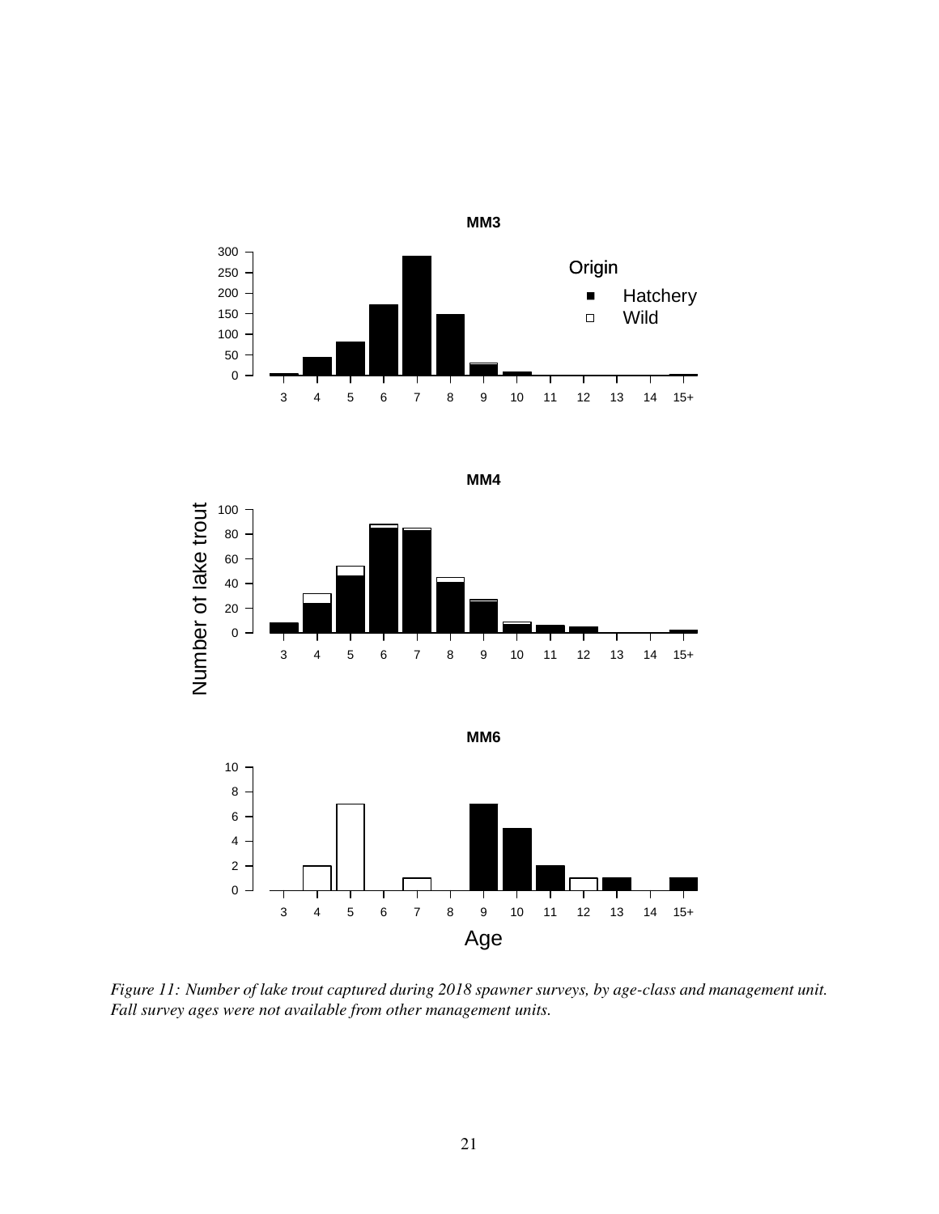*Figure 11: Number of lake trout captured during 2018 spawner surveys, by age-class and management unit. Fall survey ages were not available from other management units.*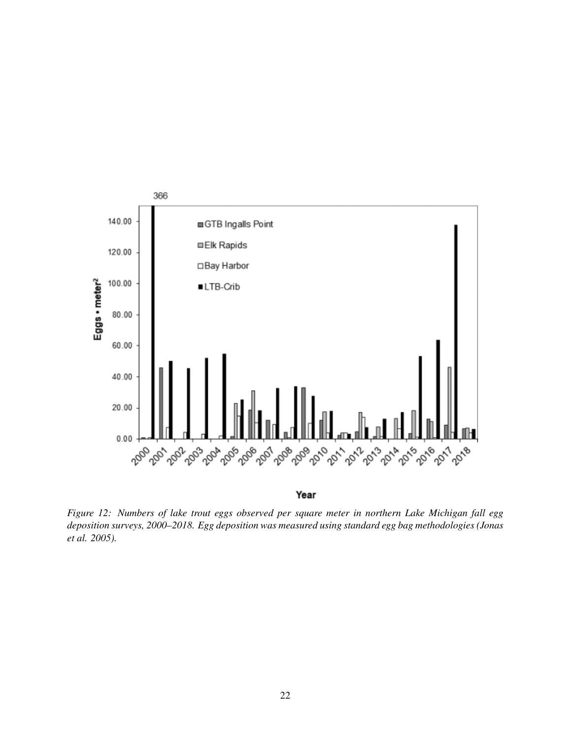*Figure 12: Numbers of lake trout eggs observed per square meter in northern Lake Michigan fall egg deposition surveys, 2000–2018. Egg deposition was measured using standard egg bag methodologies (Jonas et al. 2005).*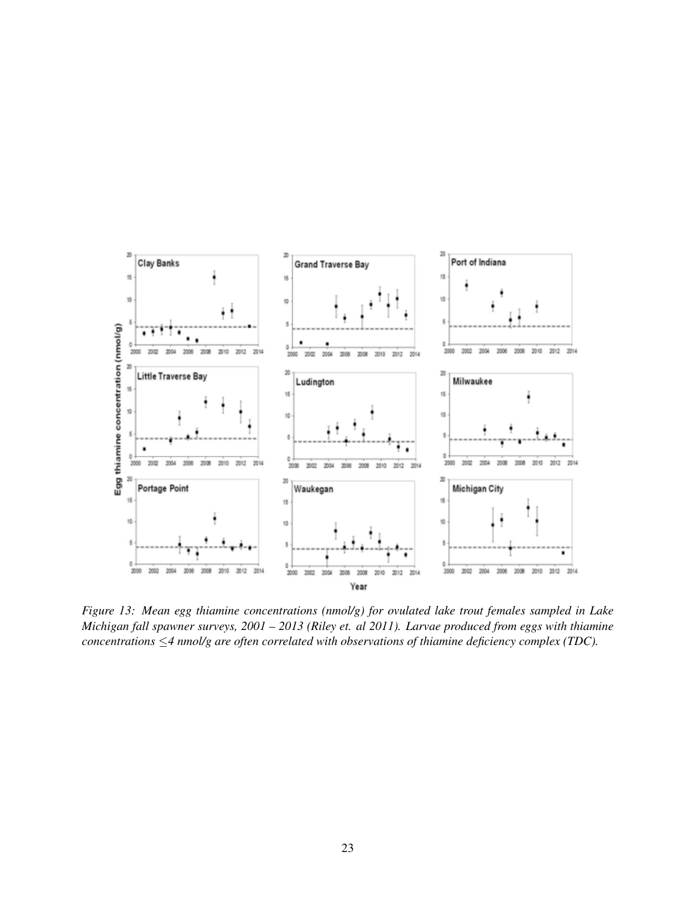Clay Banks

Grand Traverse Bay

Port of Indiana

Little Traverse Bay

Ludington

Milwaukee

Portage Point

Waukegan

Michigan City

Egg thiamine concentration (nmol/g)

Year

0 5 10 15 20

2000 2002 2004 2006 2008 2010 2012 2014

*Figure 13: Mean egg thiamine concentrations (nmol/g) for ovulated lake trout females sampled in Lake Michigan fall spawner surveys, 2001 – 2013 (Riley et. al 2011). Larvae produced from eggs with thiamine concentrations ≤4 nmol/g are often correlated with observations of thiamine deficiency complex (TDC).*